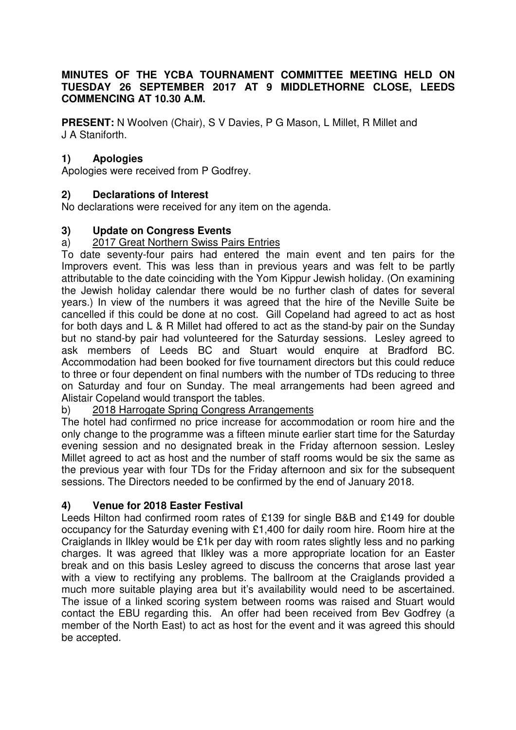**MINUTES OF THE YCBA TOURNAMENT COMMITTEE MEETING HELD ON TUESDAY 26 SEPTEMBER 2017 AT 9 MIDDLETHORNE CLOSE, LEEDS COMMENCING AT 10.30 A.M.**

**PRESENT:** N Woolven (Chair), S V Davies, P G Mason, L Millet, R Millet and J A Staniforth.

## 1) Apologies

Apologies were received from P Godfrey.

## 2) Declarations of Interest

No declarations were received for any item on the agenda.

## 3) Update on Congress Events

a) 2017 Great Northern Swiss Pairs Entries

To date seventy-four pairs had entered the main event and ten pairs for the Improvers event. This was less than in previous years and was felt to be partly attributable to the date coinciding with the Yom Kippur Jewish holiday. (On examining the Jewish holiday calendar there would be no further clash of dates for several years.) In view of the numbers it was agreed that the hire of the Neville Suite be cancelled if this could be done at no cost. Gill Copeland had agreed to act as host for both days and L & R Millet had offered to act as the stand-by pair on the Sunday but no stand-by pair had volunteered for the Saturday sessions. Lesley agreed to ask members of Leeds BC and Stuart would enquire at Bradford BC. Accommodation had been booked for five tournament directors but this could reduce to three or four dependent on final numbers with the number of TDs reducing to three on Saturday and four on Sunday. The meal arrangements had been agreed and Alistair Copeland would transport the tables.

b) 2018 Harrogate Spring Congress Arrangements

The hotel had confirmed no price increase for accommodation or room hire and the only change to the programme was a fifteen minute earlier start time for the Saturday evening session and no designated break in the Friday afternoon session. Lesley Millet agreed to act as host and the number of staff rooms would be six the same as the previous year with four TDs for the Friday afternoon and six for the subsequent sessions. The Directors needed to be confirmed by the end of January 2018.

## 4) Venue for 2018 Easter Festival

Leeds Hilton had confirmed room rates of £139 for single B&B and £149 for double occupancy for the Saturday evening with £1,400 for daily room hire. Room hire at the Craiglands in Ilkley would be £1k per day with room rates slightly less and no parking charges. It was agreed that Ilkley was a more appropriate location for an Easter break and on this basis Lesley agreed to discuss the concerns that arose last year with a view to rectifying any problems. The ballroom at the Craiglands provided a much more suitable playing area but it's availability would need to be ascertained. The issue of a linked scoring system between rooms was raised and Stuart would contact the EBU regarding this. An offer had been received from Bev Godfrey (a member of the North East) to act as host for the event and it was agreed this should be accepted.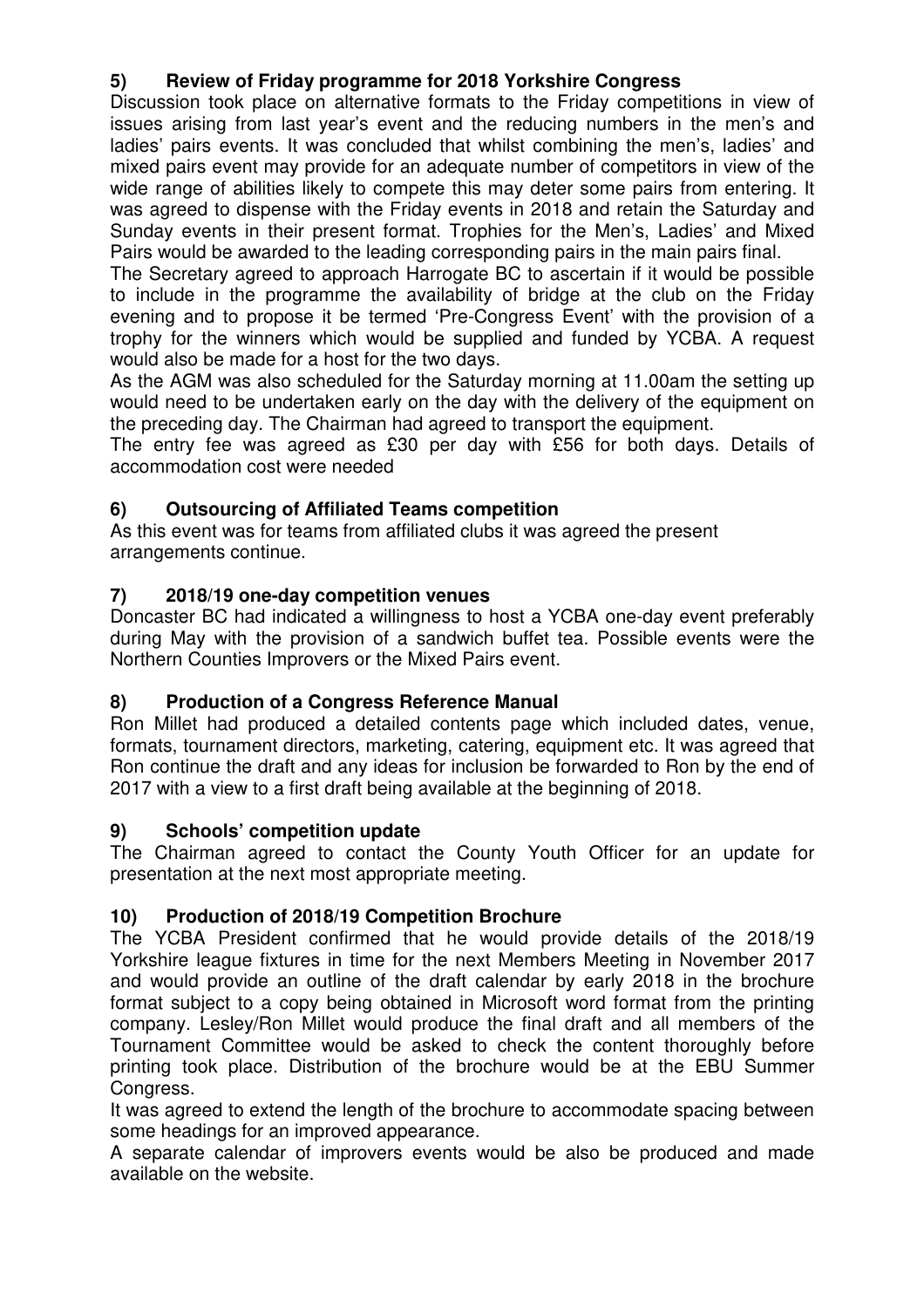## 5) Review of Friday programme for 2018 Yorkshire Congress

Discussion took place on alternative formats to the Friday competitions in view of issues arising from last year's event and the reducing numbers in the men's and ladies' pairs events. It was concluded that whilst combining the men's, ladies' and mixed pairs event may provide for an adequate number of competitors in view of the wide range of abilities likely to compete this may deter some pairs from entering. It was agreed to dispense with the Friday events in 2018 and retain the Saturday and Sunday events in their present format. Trophies for the Men's, Ladies' and Mixed Pairs would be awarded to the leading corresponding pairs in the main pairs final.

The Secretary agreed to approach Harrogate BC to ascertain if it would be possible to include in the programme the availability of bridge at the club on the Friday evening and to propose it be termed 'Pre-Congress Event' with the provision of a trophy for the winners which would be supplied and funded by YCBA. A request would also be made for a host for the two days.

As the AGM was also scheduled for the Saturday morning at 11.00am the setting up would need to be undertaken early on the day with the delivery of the equipment on the preceding day. The Chairman had agreed to transport the equipment.

The entry fee was agreed as £30 per day with £56 for both days. Details of accommodation cost were needed

## 6) Outsourcing of Affiliated Teams competition

As this event was for teams from affiliated clubs it was agreed the present arrangements continue.

## 7) 2018/19 one-day competition venues

Doncaster BC had indicated a willingness to host a YCBA one-day event preferably during May with the provision of a sandwich buffet tea. Possible events were the Northern Counties Improvers or the Mixed Pairs event.

## 8) Production of a Congress Reference Manual

Ron Millet had produced a detailed contents page which included dates, venue, formats, tournament directors, marketing, catering, equipment etc. It was agreed that Ron continue the draft and any ideas for inclusion be forwarded to Ron by the end of 2017 with a view to a first draft being available at the beginning of 2018.

## 9) Schools' competition update

The Chairman agreed to contact the County Youth Officer for an update for presentation at the next most appropriate meeting.

## 10) Production of 2018/19 Competition Brochure

The YCBA President confirmed that he would provide details of the 2018/19 Yorkshire league fixtures in time for the next Members Meeting in November 2017 and would provide an outline of the draft calendar by early 2018 in the brochure format subject to a copy being obtained in Microsoft word format from the printing company. Lesley/Ron Millet would produce the final draft and all members of the Tournament Committee would be asked to check the content thoroughly before printing took place. Distribution of the brochure would be at the EBU Summer Congress.

It was agreed to extend the length of the brochure to accommodate spacing between some headings for an improved appearance.

A separate calendar of improvers events would be also be produced and made available on the website.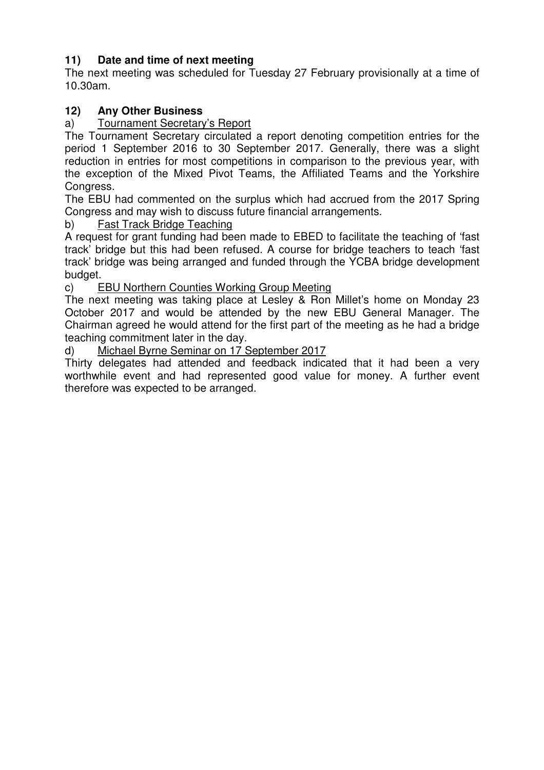## 11) Date and time of next meeting

The next meeting was scheduled for Tuesday 27 February provisionally at a time of 10.30am.

## 12) Any Other Business

a) <u>Tournament Secretary's Report</u>

The Tournament Secretary circulated a report denoting competition entries for the period 1 September 2016 to 30 September 2017. Generally, there was a slight reduction in entries for most competitions in comparison to the previous year, with the exception of the Mixed Pivot Teams, the Affiliated Teams and the Yorkshire Congress.

The EBU had commented on the surplus which had accrued from the 2017 Spring Congress and may wish to discuss future financial arrangements.

b) <u>Fast Track Bridge Teaching</u>

A request for grant funding had been made to EBED to facilitate the teaching of 'fast track' bridge but this had been refused. A course for bridge teachers to teach 'fast track' bridge was being arranged and funded through the YCBA bridge development budget.

c) <u>EBU Northern Counties Working Group Meeting</u>

The next meeting was taking place at Lesley & Ron Millet's home on Monday 23 October 2017 and would be attended by the new EBU General Manager. The Chairman agreed he would attend for the first part of the meeting as he had a bridge teaching commitment later in the day.

d) <u>Michael Byrne Seminar on 17 September 2017</u>

Thirty delegates had attended and feedback indicated that it had been a very worthwhile event and had represented good value for money. A further event therefore was expected to be arranged.